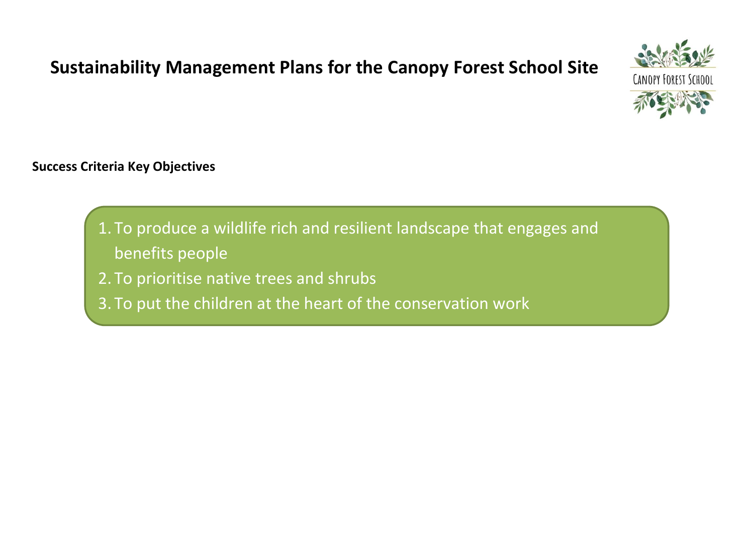# Sustainability Management Plans for the Canopy Forest School Site

**Success Criteria Key Objectives**

1. To produce a wildlife rich and resilient landscape that engages and benefits people
2. To prioritise native trees and shrubs
3. To put the children at the heart of the conservation work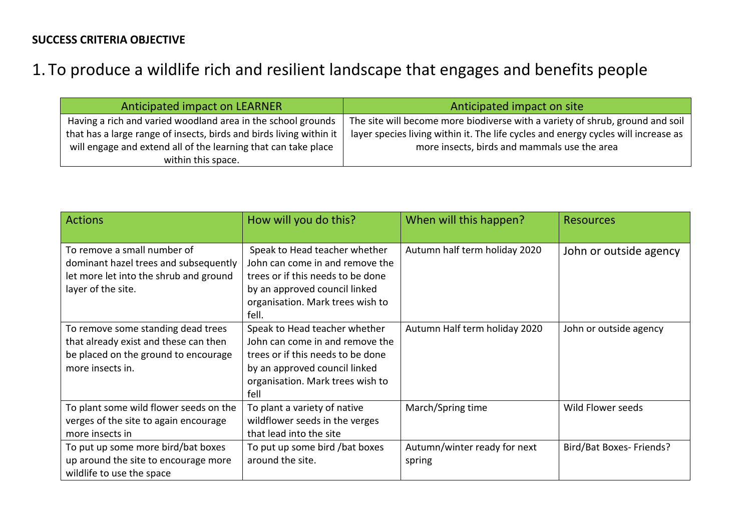**SUCCESS CRITERIA OBJECTIVE**

# 1. To produce a wildlife rich and resilient landscape that engages and benefits people

| Anticipated impact on LEARNER | Anticipated impact on site |
| --- | --- |
| Having a rich and varied woodland area in the school grounds that has a large range of insects, birds and birds living within it will engage and extend all of the learning that can take place within this space. | The site will become more biodiverse with a variety of shrub, ground and soil layer species living within it. The life cycles and energy cycles will increase as more insects, birds and mammals use the area |

| Actions | How will you do this? | When will this happen? | Resources |
| --- | --- | --- | --- |
| To remove a small number of dominant hazel trees and subsequently let more let into the shrub and ground layer of the site. | Speak to Head teacher whether John can come in and remove the trees or if this needs to be done by an approved council linked organisation. Mark trees wish to fell. | Autumn half term holiday 2020 | John or outside agency |
| To remove some standing dead trees that already exist and these can then be placed on the ground to encourage more insects in. | Speak to Head teacher whether John can come in and remove the trees or if this needs to be done by an approved council linked organisation. Mark trees wish to fell | Autumn Half term holiday 2020 | John or outside agency |
| To plant some wild flower seeds on the verges of the site to again encourage more insects in | To plant a variety of native wildflower seeds in the verges that lead into the site | March/Spring time | Wild Flower seeds |
| To put up some more bird/bat boxes up around the site to encourage more wildlife to use the space | To put up some bird /bat boxes around the site. | Autumn/winter ready for next spring | Bird/Bat Boxes- Friends? |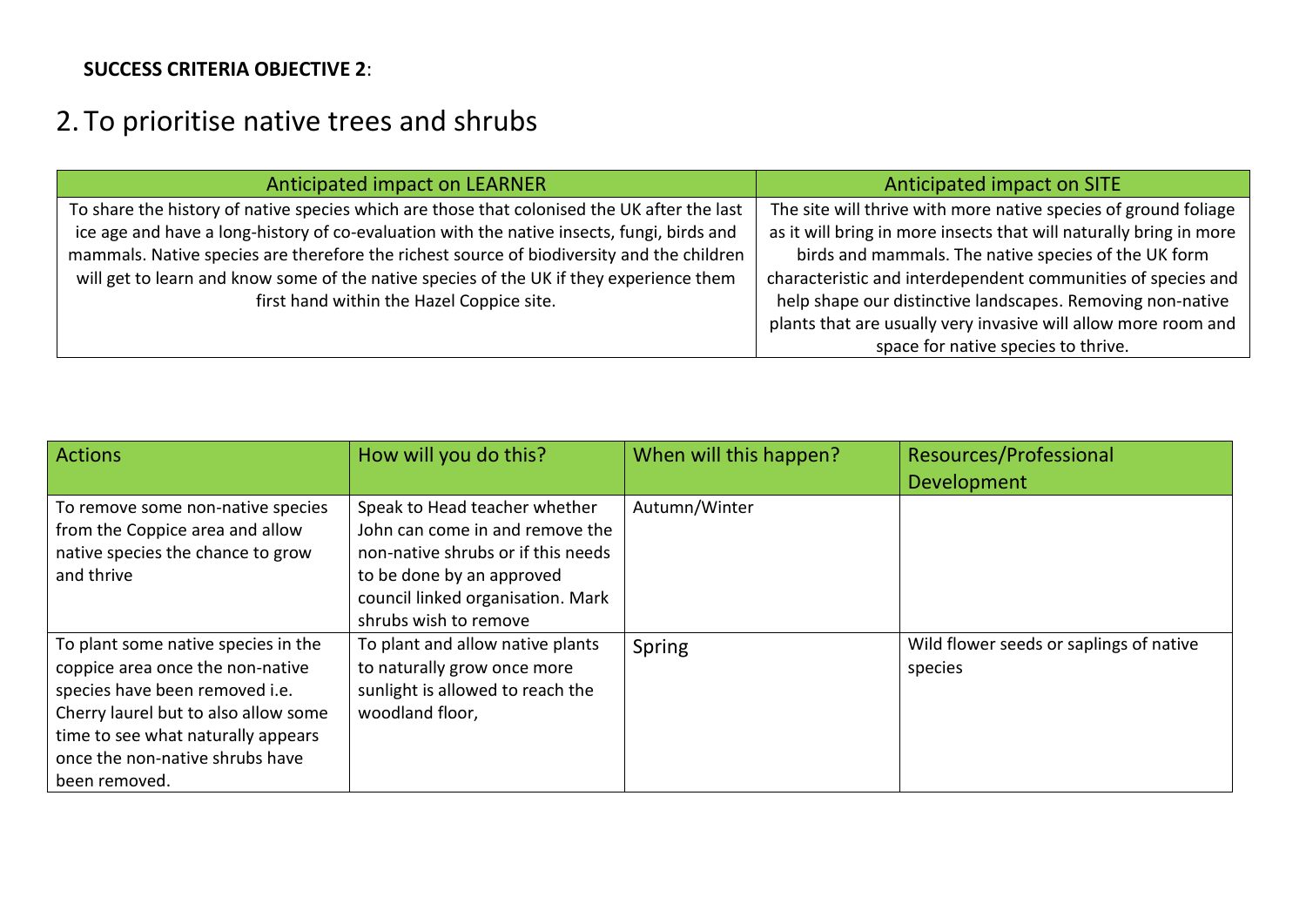**SUCCESS CRITERIA OBJECTIVE 2**:

# 2. To prioritise native trees and shrubs

| Anticipated impact on LEARNER | Anticipated impact on SITE |
|---|---|
| To share the history of native species which are those that colonised the UK after the last ice age and have a long-history of co-evaluation with the native insects, fungi, birds and mammals. Native species are therefore the richest source of biodiversity and the children will get to learn and know some of the native species of the UK if they experience them first hand within the Hazel Coppice site. | The site will thrive with more native species of ground foliage as it will bring in more insects that will naturally bring in more birds and mammals. The native species of the UK form characteristic and interdependent communities of species and help shape our distinctive landscapes. Removing non-native plants that are usually very invasive will allow more room and space for native species to thrive. |

| Actions | How will you do this? | When will this happen? | Resources/Professional Development |
|---|---|---|---|
| To remove some non-native species from the Coppice area and allow native species the chance to grow and thrive | Speak to Head teacher whether John can come in and remove the non-native shrubs or if this needs to be done by an approved council linked organisation. Mark shrubs wish to remove | Autumn/Winter | |
| To plant some native species in the coppice area once the non-native species have been removed i.e. Cherry laurel but to also allow some time to see what naturally appears once the non-native shrubs have been removed. | To plant and allow native plants to naturally grow once more sunlight is allowed to reach the woodland floor, | Spring | Wild flower seeds or saplings of native species |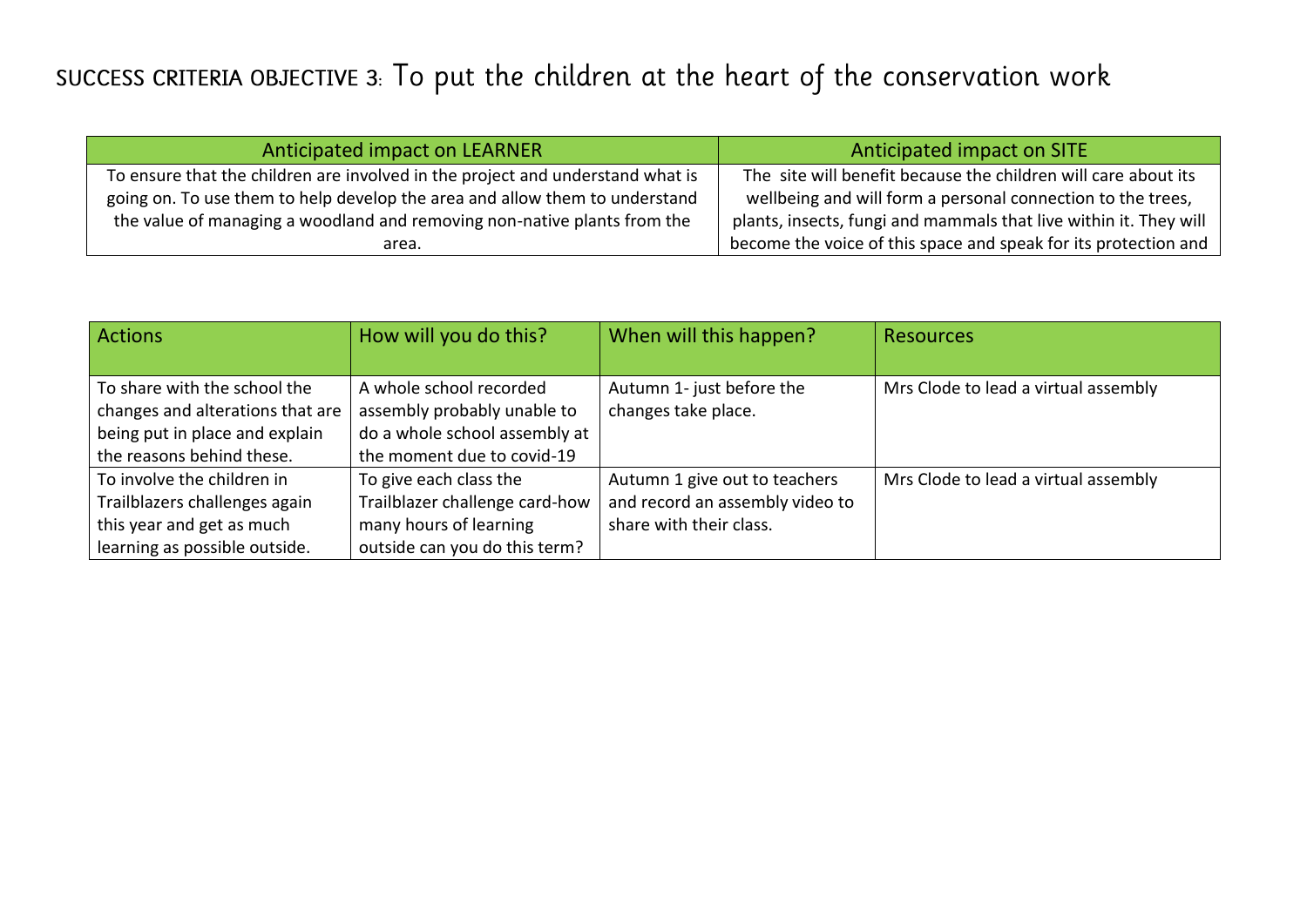# SUCCESS CRITERIA OBJECTIVE 3: To put the children at the heart of the conservation work

| Anticipated impact on LEARNER | Anticipated impact on SITE |
|---|---|
| To ensure that the children are involved in the project and understand what is going on. To use them to help develop the area and allow them to understand the value of managing a woodland and removing non-native plants from the area. | The site will benefit because the children will care about its wellbeing and will form a personal connection to the trees, plants, insects, fungi and mammals that live within it. They will become the voice of this space and speak for its protection and |

| Actions | How will you do this? | When will this happen? | Resources |
|---|---|---|---|
| To share with the school the changes and alterations that are being put in place and explain the reasons behind these. | A whole school recorded assembly probably unable to do a whole school assembly at the moment due to covid-19 | Autumn 1- just before the changes take place. | Mrs Clode to lead a virtual assembly |
| To involve the children in Trailblazers challenges again this year and get as much learning as possible outside. | To give each class the Trailblazer challenge card-how many hours of learning outside can you do this term? | Autumn 1 give out to teachers and record an assembly video to share with their class. | Mrs Clode to lead a virtual assembly |